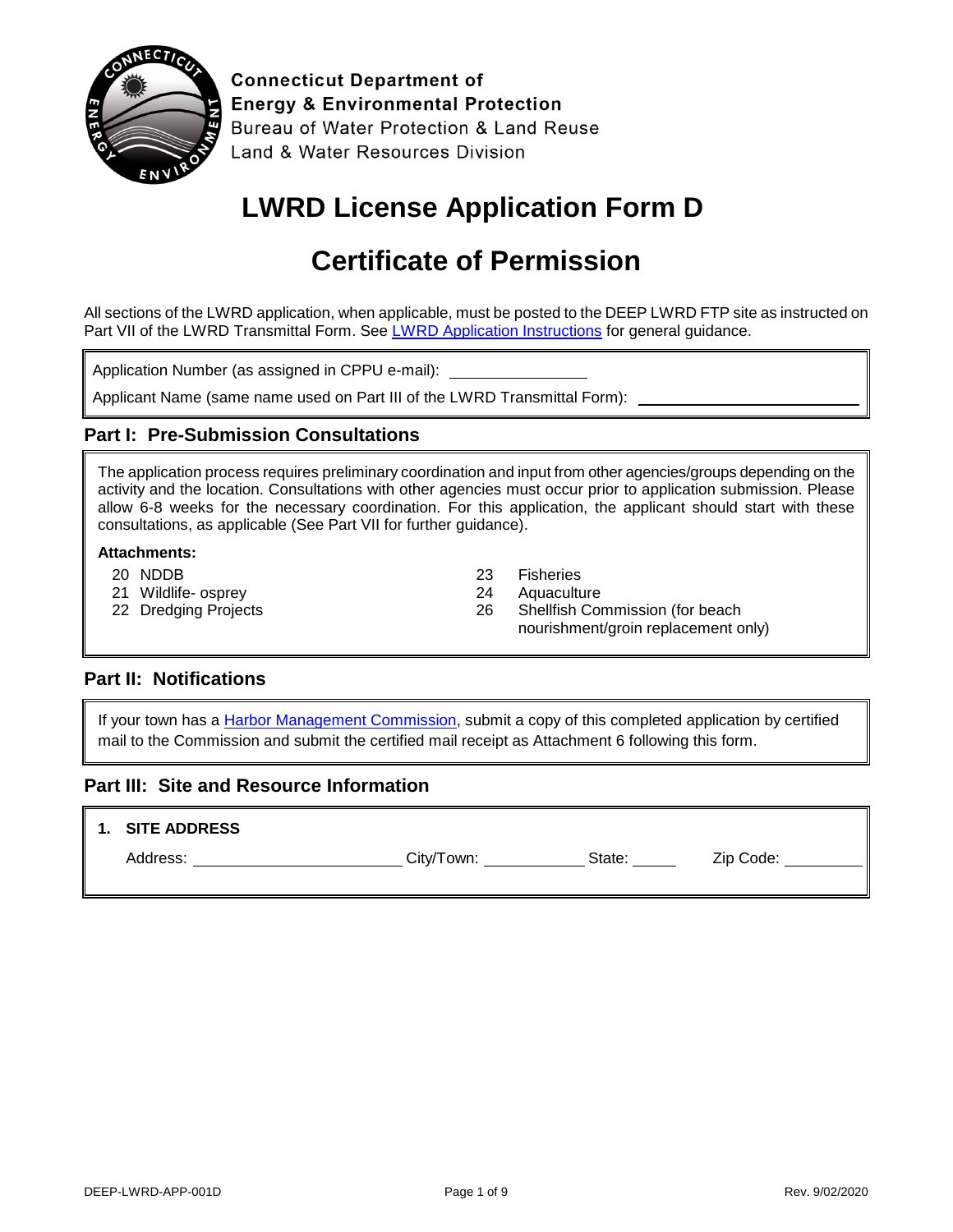Connecticut Department of
Energy & Environmental Protection
Bureau of Water Protection & Land Reuse
Land & Water Resources Division

# LWRD License Application Form D

# Certificate of Permission

All sections of the LWRD application, when applicable, must be posted to the DEEP LWRD FTP site as instructed on Part VII of the LWRD Transmittal Form. See LWRD Application Instructions for general guidance.

Application Number (as assigned in CPPU e-mail): ______________

Applicant Name (same name used on Part III of the LWRD Transmittal Form): ______________________

## Part I: Pre-Submission Consultations

The application process requires preliminary coordination and input from other agencies/groups depending on the activity and the location. Consultations with other agencies must occur prior to application submission. Please allow 6-8 weeks for the necessary coordination. For this application, the applicant should start with these consultations, as applicable (See Part VII for further guidance).

**Attachments:**

- 20 NDDB
- 21 Wildlife- osprey
- 22 Dredging Projects
- 23 Fisheries
- 24 Aquaculture
- 26 Shellfish Commission (for beach nourishment/groin replacement only)

## Part II: Notifications

If your town has a Harbor Management Commission, submit a copy of this completed application by certified mail to the Commission and submit the certified mail receipt as Attachment 6 following this form.

## Part III: Site and Resource Information

**1. SITE ADDRESS**

Address: ______________________ City/Town: ____________ State: _____ Zip Code: __________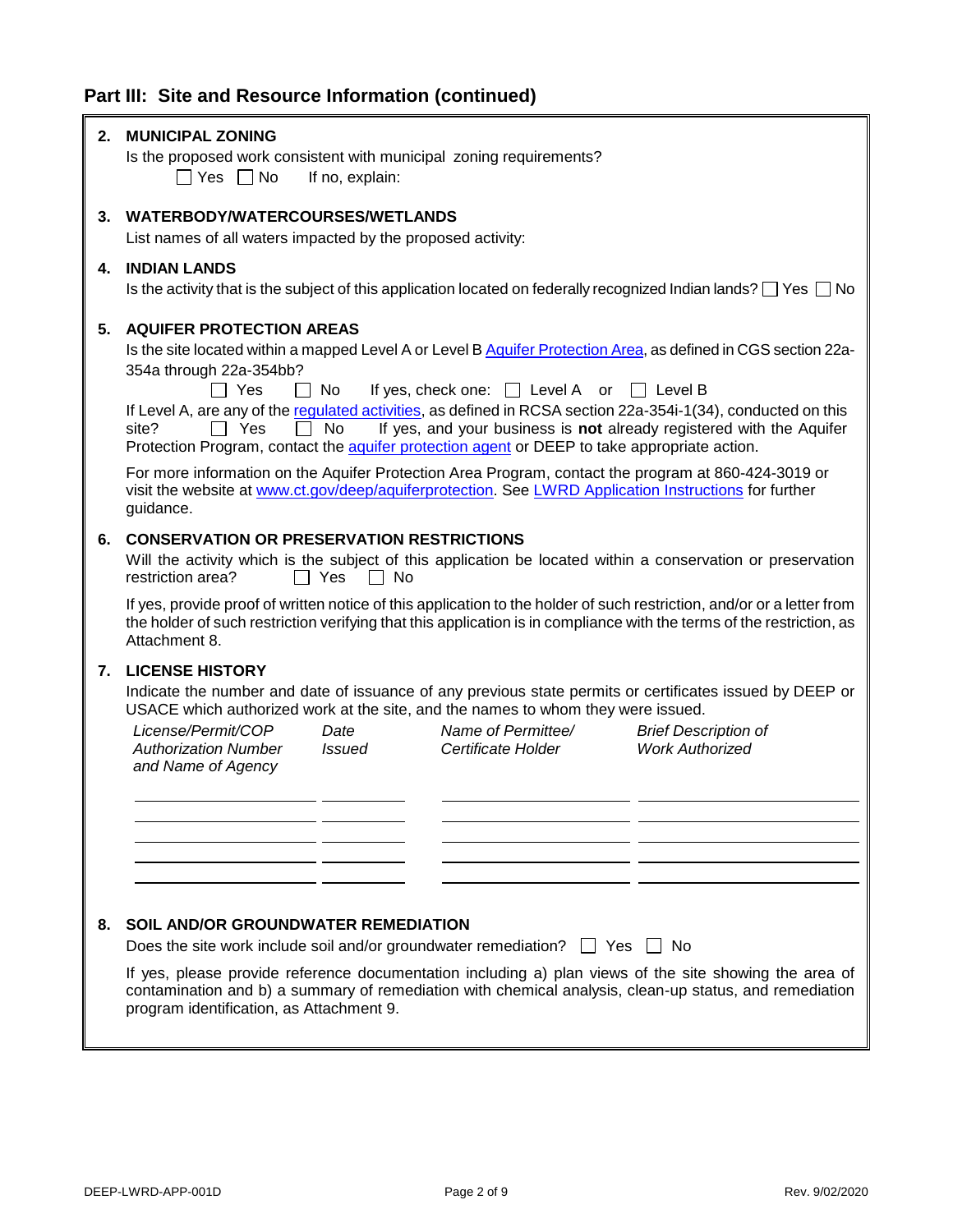## Part III: Site and Resource Information (continued)

**2. MUNICIPAL ZONING**

Is the proposed work consistent with municipal zoning requirements?

☐ Yes ☐ No  If no, explain:

**3. WATERBODY/WATERCOURSES/WETLANDS**

List names of all waters impacted by the proposed activity:

**4. INDIAN LANDS**

Is the activity that is the subject of this application located on federally recognized Indian lands? ☐ Yes ☐ No

**5. AQUIFER PROTECTION AREAS**

Is the site located within a mapped Level A or Level B Aquifer Protection Area, as defined in CGS section 22a-354a through 22a-354bb?

☐ Yes ☐ No  If yes, check one: ☐ Level A or ☐ Level B

If Level A, are any of the regulated activities, as defined in RCSA section 22a-354i-1(34), conducted on this site? ☐ Yes ☐ No  If yes, and your business is **not** already registered with the Aquifer Protection Program, contact the aquifer protection agent or DEEP to take appropriate action.

For more information on the Aquifer Protection Area Program, contact the program at 860-424-3019 or visit the website at www.ct.gov/deep/aquiferprotection. See LWRD Application Instructions for further guidance.

**6. CONSERVATION OR PRESERVATION RESTRICTIONS**

Will the activity which is the subject of this application be located within a conservation or preservation restriction area? ☐ Yes ☐ No

If yes, provide proof of written notice of this application to the holder of such restriction, and/or or a letter from the holder of such restriction verifying that this application is in compliance with the terms of the restriction, as Attachment 8.

**7. LICENSE HISTORY**

Indicate the number and date of issuance of any previous state permits or certificates issued by DEEP or USACE which authorized work at the site, and the names to whom they were issued.

| *License/Permit/COP Authorization Number and Name of Agency* | *Date Issued* | *Name of Permittee/ Certificate Holder* | *Brief Description of Work Authorized* |
|---|---|---|---|
| | | | |
| | | | |
| | | | |
| | | | |
| | | | |

**8. SOIL AND/OR GROUNDWATER REMEDIATION**

Does the site work include soil and/or groundwater remediation? ☐ Yes ☐ No

If yes, please provide reference documentation including a) plan views of the site showing the area of contamination and b) a summary of remediation with chemical analysis, clean-up status, and remediation program identification, as Attachment 9.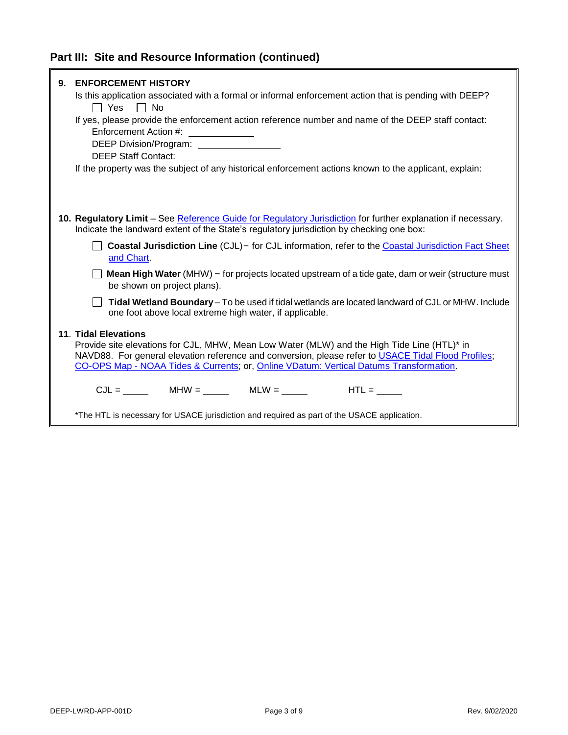## Part III: Site and Resource Information (continued)

**9. ENFORCEMENT HISTORY**

Is this application associated with a formal or informal enforcement action that is pending with DEEP?

☐ Yes ☐ No

If yes, please provide the enforcement action reference number and name of the DEEP staff contact:

Enforcement Action #: ____________

DEEP Division/Program: ______________

DEEP Staff Contact: __________________

If the property was the subject of any historical enforcement actions known to the applicant, explain:

**10. Regulatory Limit** – See Reference Guide for Regulatory Jurisdiction for further explanation if necessary. Indicate the landward extent of the State's regulatory jurisdiction by checking one box:

☐ **Coastal Jurisdiction Line** (CJL) − for CJL information, refer to the Coastal Jurisdiction Fact Sheet and Chart.

☐ **Mean High Water** (MHW) − for projects located upstream of a tide gate, dam or weir (structure must be shown on project plans).

☐ **Tidal Wetland Boundary** – To be used if tidal wetlands are located landward of CJL or MHW. Include one foot above local extreme high water, if applicable.

**11. Tidal Elevations**

Provide site elevations for CJL, MHW, Mean Low Water (MLW) and the High Tide Line (HTL)* in NAVD88. For general elevation reference and conversion, please refer to USACE Tidal Flood Profiles; CO-OPS Map - NOAA Tides & Currents; or, Online VDatum: Vertical Datums Transformation.

CJL = _____ MHW = _____ MLW = _____ HTL = _____

*The HTL is necessary for USACE jurisdiction and required as part of the USACE application.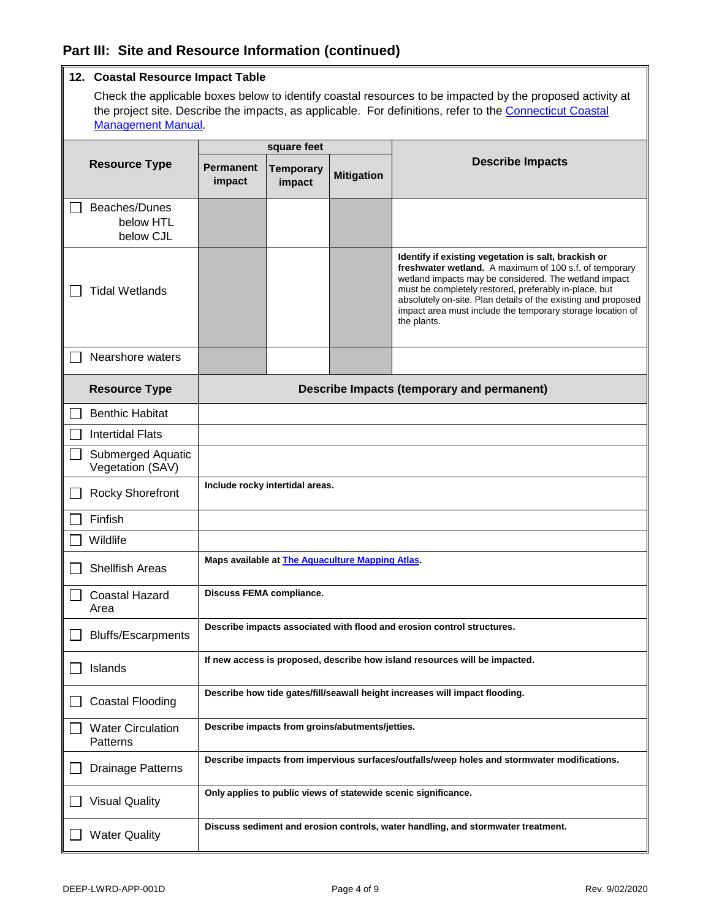## Part III: Site and Resource Information (continued)

### 12. Coastal Resource Impact Table

Check the applicable boxes below to identify coastal resources to be impacted by the proposed activity at the project site. Describe the impacts, as applicable. For definitions, refer to the Connecticut Coastal Management Manual.

| Resource Type | square feet | | | Describe Impacts |
|---|---|---|---|---|
| | Permanent impact | Temporary impact | Mitigation | |
| ☐ Beaches/Dunes below HTL below CJL | | | | |
| ☐ Tidal Wetlands | | | | **Identify if existing vegetation is salt, brackish or freshwater wetland.** A maximum of 100 s.f. of temporary wetland impacts may be considered. The wetland impact must be completely restored, preferably in-place, but absolutely on-site. Plan details of the existing and proposed impact area must include the temporary storage location of the plants. |
| ☐ Nearshore waters | | | | |

| Resource Type | Describe Impacts (temporary and permanent) |
|---|---|
| ☐ Benthic Habitat | |
| ☐ Intertidal Flats | |
| ☐ Submerged Aquatic Vegetation (SAV) | |
| ☐ Rocky Shorefront | **Include rocky intertidal areas.** |
| ☐ Finfish | |
| ☐ Wildlife | |
| ☐ Shellfish Areas | **Maps available at The Aquaculture Mapping Atlas.** |
| ☐ Coastal Hazard Area | **Discuss FEMA compliance.** |
| ☐ Bluffs/Escarpments | **Describe impacts associated with flood and erosion control structures.** |
| ☐ Islands | **If new access is proposed, describe how island resources will be impacted.** |
| ☐ Coastal Flooding | **Describe how tide gates/fill/seawall height increases will impact flooding.** |
| ☐ Water Circulation Patterns | **Describe impacts from groins/abutments/jetties.** |
| ☐ Drainage Patterns | **Describe impacts from impervious surfaces/outfalls/weep holes and stormwater modifications.** |
| ☐ Visual Quality | **Only applies to public views of statewide scenic significance.** |
| ☐ Water Quality | **Discuss sediment and erosion controls, water handling, and stormwater treatment.** |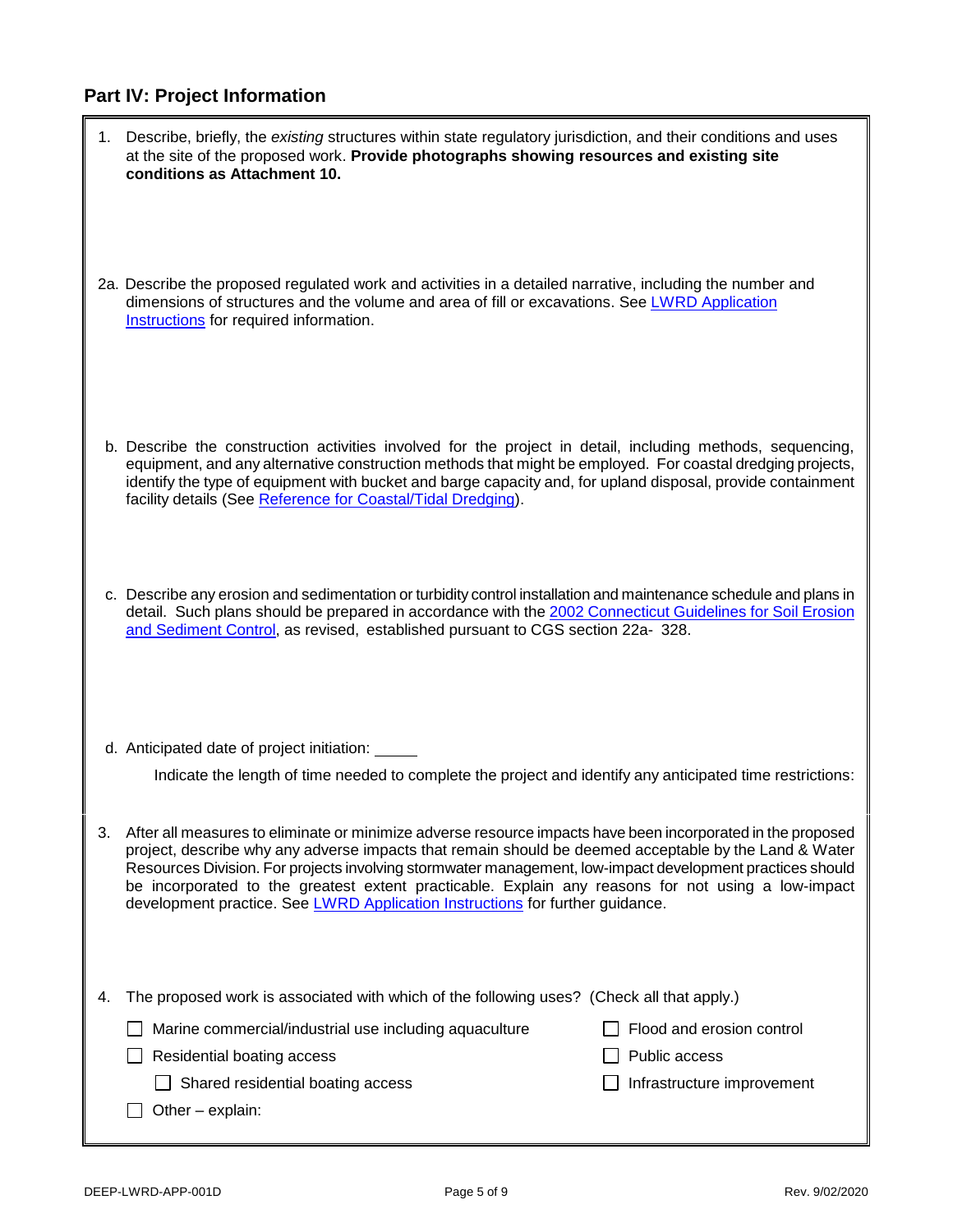## Part IV: Project Information

1. Describe, briefly, the *existing* structures within state regulatory jurisdiction, and their conditions and uses at the site of the proposed work. **Provide photographs showing resources and existing site conditions as Attachment 10.**

2a. Describe the proposed regulated work and activities in a detailed narrative, including the number and dimensions of structures and the volume and area of fill or excavations. See LWRD Application Instructions for required information.

b. Describe the construction activities involved for the project in detail, including methods, sequencing, equipment, and any alternative construction methods that might be employed. For coastal dredging projects, identify the type of equipment with bucket and barge capacity and, for upland disposal, provide containment facility details (See Reference for Coastal/Tidal Dredging).

c. Describe any erosion and sedimentation or turbidity control installation and maintenance schedule and plans in detail. Such plans should be prepared in accordance with the 2002 Connecticut Guidelines for Soil Erosion and Sediment Control, as revised, established pursuant to CGS section 22a- 328.

d. Anticipated date of project initiation: _____

Indicate the length of time needed to complete the project and identify any anticipated time restrictions:

3. After all measures to eliminate or minimize adverse resource impacts have been incorporated in the proposed project, describe why any adverse impacts that remain should be deemed acceptable by the Land & Water Resources Division. For projects involving stormwater management, low-impact development practices should be incorporated to the greatest extent practicable. Explain any reasons for not using a low-impact development practice. See LWRD Application Instructions for further guidance.

4. The proposed work is associated with which of the following uses? (Check all that apply.)

- ☐ Marine commercial/industrial use including aquaculture
- ☐ Residential boating access
  - ☐ Shared residential boating access
- ☐ Other – explain:
- ☐ Flood and erosion control
- ☐ Public access
- ☐ Infrastructure improvement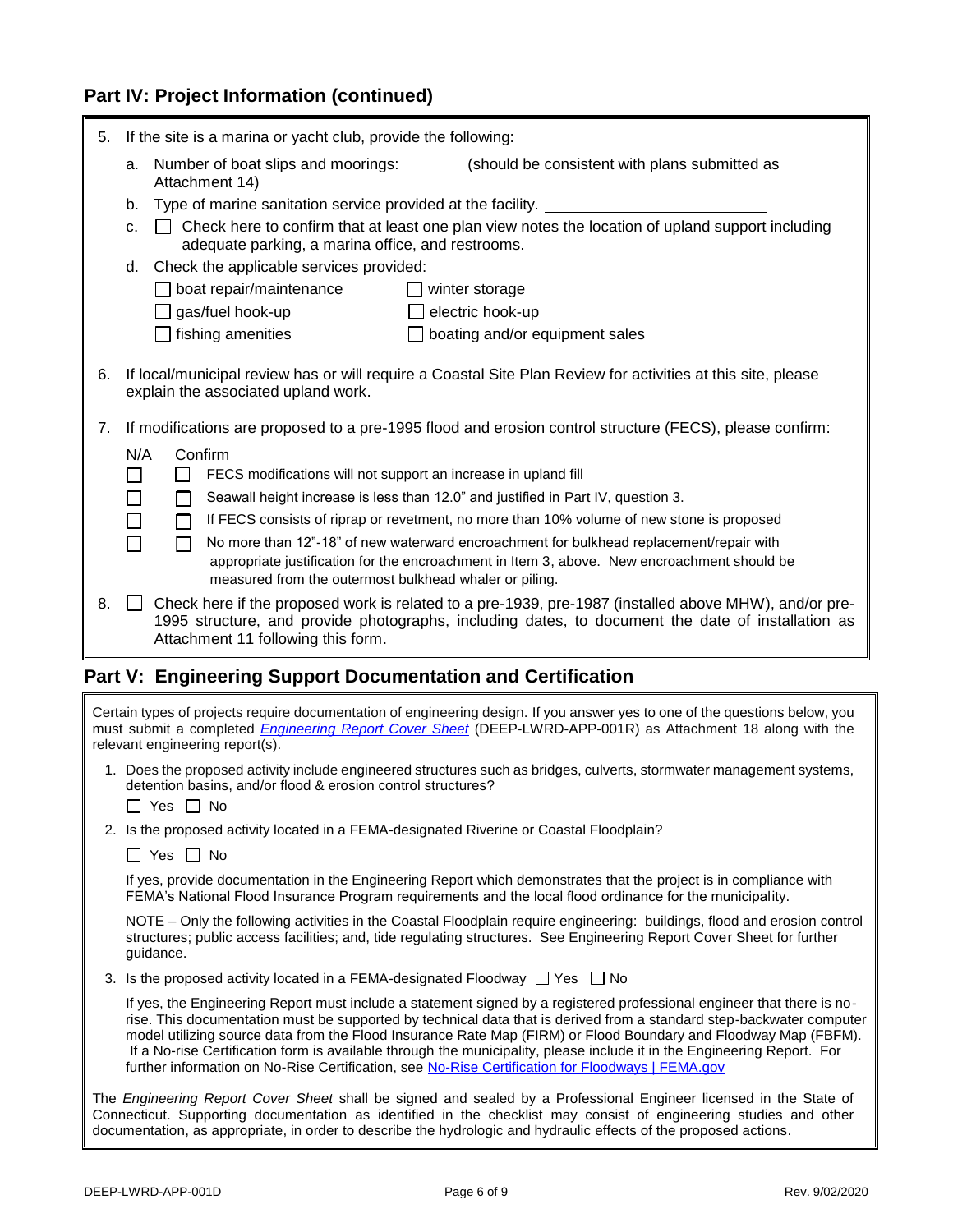## Part IV: Project Information (continued)

5. If the site is a marina or yacht club, provide the following:

   a. Number of boat slips and moorings: ________ (should be consistent with plans submitted as Attachment 14)

   b. Type of marine sanitation service provided at the facility. ____________________________

   c. ☐ Check here to confirm that at least one plan view notes the location of upland support including adequate parking, a marina office, and restrooms.

   d. Check the applicable services provided:

   | | |
   |---|---|
   | ☐ boat repair/maintenance | ☐ winter storage |
   | ☐ gas/fuel hook-up | ☐ electric hook-up |
   | ☐ fishing amenities | ☐ boating and/or equipment sales |

6. If local/municipal review has or will require a Coastal Site Plan Review for activities at this site, please explain the associated upland work.

7. If modifications are proposed to a pre-1995 flood and erosion control structure (FECS), please confirm:

   | N/A | Confirm | |
   |---|---|---|
   | ☐ | ☐ | FECS modifications will not support an increase in upland fill |
   | ☐ | ☐ | Seawall height increase is less than 12.0" and justified in Part IV, question 3. |
   | ☐ | ☐ | If FECS consists of riprap or revetment, no more than 10% volume of new stone is proposed |
   | ☐ | ☐ | No more than 12"-18" of new waterward encroachment for bulkhead replacement/repair with appropriate justification for the encroachment in Item 3, above. New encroachment should be measured from the outermost bulkhead whaler or piling. |

8. ☐ Check here if the proposed work is related to a pre-1939, pre-1987 (installed above MHW), and/or pre-1995 structure, and provide photographs, including dates, to document the date of installation as Attachment 11 following this form.

## Part V: Engineering Support Documentation and Certification

Certain types of projects require documentation of engineering design. If you answer yes to one of the questions below, you must submit a completed *Engineering Report Cover Sheet* (DEEP-LWRD-APP-001R) as Attachment 18 along with the relevant engineering report(s).

1. Does the proposed activity include engineered structures such as bridges, culverts, stormwater management systems, detention basins, and/or flood & erosion control structures?

   ☐ Yes ☐ No

2. Is the proposed activity located in a FEMA-designated Riverine or Coastal Floodplain?

   ☐ Yes ☐ No

   If yes, provide documentation in the Engineering Report which demonstrates that the project is in compliance with FEMA's National Flood Insurance Program requirements and the local flood ordinance for the municipality.

   NOTE – Only the following activities in the Coastal Floodplain require engineering: buildings, flood and erosion control structures; public access facilities; and, tide regulating structures. See Engineering Report Cover Sheet for further guidance.

3. Is the proposed activity located in a FEMA-designated Floodway ☐ Yes ☐ No

   If yes, the Engineering Report must include a statement signed by a registered professional engineer that there is no-rise. This documentation must be supported by technical data that is derived from a standard step-backwater computer model utilizing source data from the Flood Insurance Rate Map (FIRM) or Flood Boundary and Floodway Map (FBFM). If a No-rise Certification form is available through the municipality, please include it in the Engineering Report. For further information on No-Rise Certification, see No-Rise Certification for Floodways | FEMA.gov

The *Engineering Report Cover Sheet* shall be signed and sealed by a Professional Engineer licensed in the State of Connecticut. Supporting documentation as identified in the checklist may consist of engineering studies and other documentation, as appropriate, in order to describe the hydrologic and hydraulic effects of the proposed actions.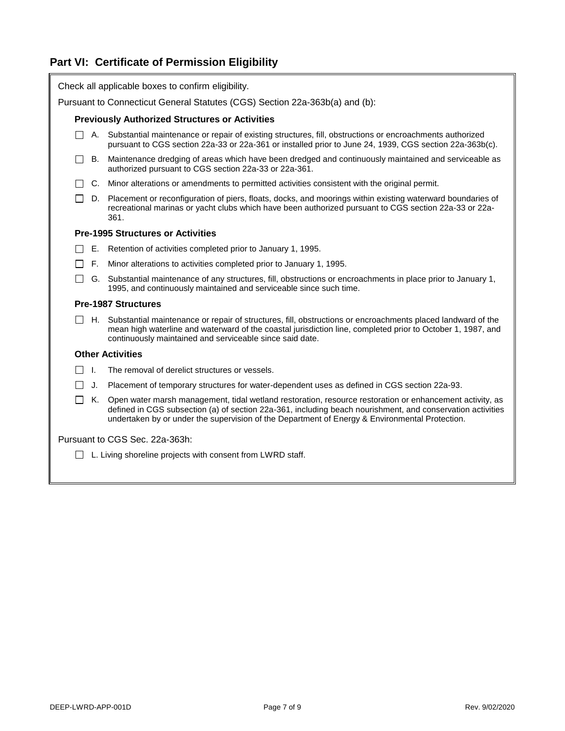## Part VI: Certificate of Permission Eligibility

Check all applicable boxes to confirm eligibility.

Pursuant to Connecticut General Statutes (CGS) Section 22a-363b(a) and (b):

**Previously Authorized Structures or Activities**

- ☐ A. Substantial maintenance or repair of existing structures, fill, obstructions or encroachments authorized pursuant to CGS section 22a-33 or 22a-361 or installed prior to June 24, 1939, CGS section 22a-363b(c).
- ☐ B. Maintenance dredging of areas which have been dredged and continuously maintained and serviceable as authorized pursuant to CGS section 22a-33 or 22a-361.
- ☐ C. Minor alterations or amendments to permitted activities consistent with the original permit.
- ☐ D. Placement or reconfiguration of piers, floats, docks, and moorings within existing waterward boundaries of recreational marinas or yacht clubs which have been authorized pursuant to CGS section 22a-33 or 22a-361.

**Pre-1995 Structures or Activities**

- ☐ E. Retention of activities completed prior to January 1, 1995.
- ☐ F. Minor alterations to activities completed prior to January 1, 1995.
- ☐ G. Substantial maintenance of any structures, fill, obstructions or encroachments in place prior to January 1, 1995, and continuously maintained and serviceable since such time.

**Pre-1987 Structures**

- ☐ H. Substantial maintenance or repair of structures, fill, obstructions or encroachments placed landward of the mean high waterline and waterward of the coastal jurisdiction line, completed prior to October 1, 1987, and continuously maintained and serviceable since said date.

**Other Activities**

- ☐ I. The removal of derelict structures or vessels.
- ☐ J. Placement of temporary structures for water-dependent uses as defined in CGS section 22a-93.
- ☐ K. Open water marsh management, tidal wetland restoration, resource restoration or enhancement activity, as defined in CGS subsection (a) of section 22a-361, including beach nourishment, and conservation activities undertaken by or under the supervision of the Department of Energy & Environmental Protection.

Pursuant to CGS Sec. 22a-363h:

- ☐ L. Living shoreline projects with consent from LWRD staff.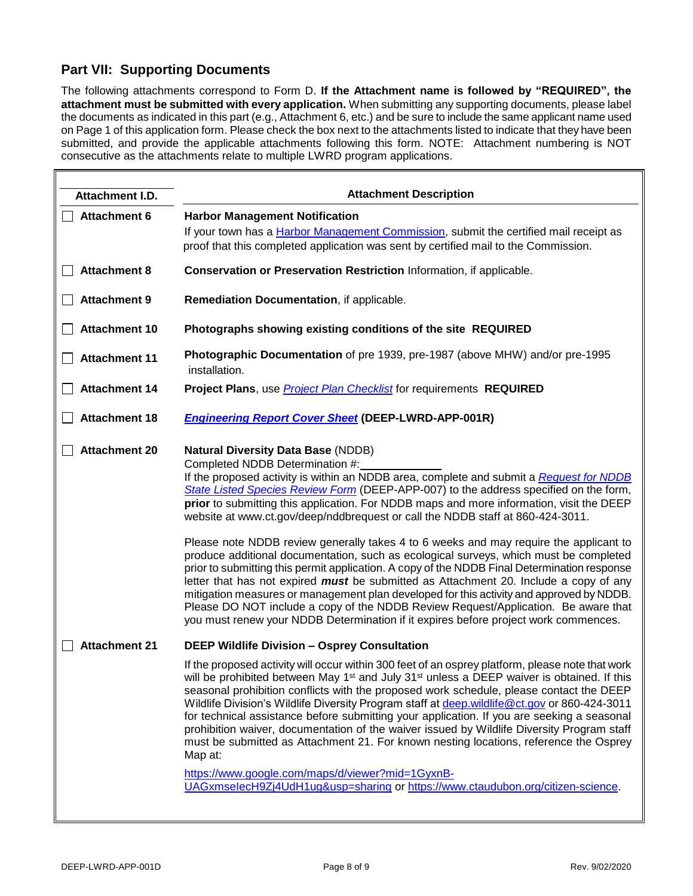## Part VII: Supporting Documents

The following attachments correspond to Form D. **If the Attachment name is followed by "REQUIRED", the attachment must be submitted with every application.** When submitting any supporting documents, please label the documents as indicated in this part (e.g., Attachment 6, etc.) and be sure to include the same applicant name used on Page 1 of this application form. Please check the box next to the attachments listed to indicate that they have been submitted, and provide the applicable attachments following this form. NOTE: Attachment numbering is NOT consecutive as the attachments relate to multiple LWRD program applications.

| Attachment I.D. | Attachment Description |
|---|---|
| ☐ **Attachment 6** | **Harbor Management Notification**<br>If your town has a Harbor Management Commission, submit the certified mail receipt as proof that this completed application was sent by certified mail to the Commission. |
| ☐ **Attachment 8** | **Conservation or Preservation Restriction** Information, if applicable. |
| ☐ **Attachment 9** | **Remediation Documentation**, if applicable. |
| ☐ **Attachment 10** | **Photographs showing existing conditions of the site REQUIRED** |
| ☐ **Attachment 11** | **Photographic Documentation** of pre 1939, pre-1987 (above MHW) and/or pre-1995 installation. |
| ☐ **Attachment 14** | **Project Plans**, use *Project Plan Checklist* for requirements **REQUIRED** |
| ☐ **Attachment 18** | ***Engineering Report Cover Sheet*** **(DEEP-LWRD-APP-001R)** |
| ☐ **Attachment 20** | **Natural Diversity Data Base** (NDDB)<br>Completed NDDB Determination #:____________<br>If the proposed activity is within an NDDB area, complete and submit a *Request for NDDB State Listed Species Review Form* (DEEP-APP-007) to the address specified on the form, **prior** to submitting this application. For NDDB maps and more information, visit the DEEP website at www.ct.gov/deep/nddbrequest or call the NDDB staff at 860-424-3011.<br><br>Please note NDDB review generally takes 4 to 6 weeks and may require the applicant to produce additional documentation, such as ecological surveys, which must be completed prior to submitting this permit application. A copy of the NDDB Final Determination response letter that has not expired ***must*** be submitted as Attachment 20. Include a copy of any mitigation measures or management plan developed for this activity and approved by NDDB. Please DO NOT include a copy of the NDDB Review Request/Application. Be aware that you must renew your NDDB Determination if it expires before project work commences. |
| ☐ **Attachment 21** | **DEEP Wildlife Division – Osprey Consultation**<br>If the proposed activity will occur within 300 feet of an osprey platform, please note that work will be prohibited between May 1st and July 31st unless a DEEP waiver is obtained. If this seasonal prohibition conflicts with the proposed work schedule, please contact the DEEP Wildlife Division's Wildlife Diversity Program staff at deep.wildlife@ct.gov or 860-424-3011 for technical assistance before submitting your application. If you are seeking a seasonal prohibition waiver, documentation of the waiver issued by Wildlife Diversity Program staff must be submitted as Attachment 21. For known nesting locations, reference the Osprey Map at:<br><br>https://www.google.com/maps/d/viewer?mid=1GyxnB-UAGxmseIecH9Zj4UdH1ug&usp=sharing or https://www.ctaudubon.org/citizen-science. |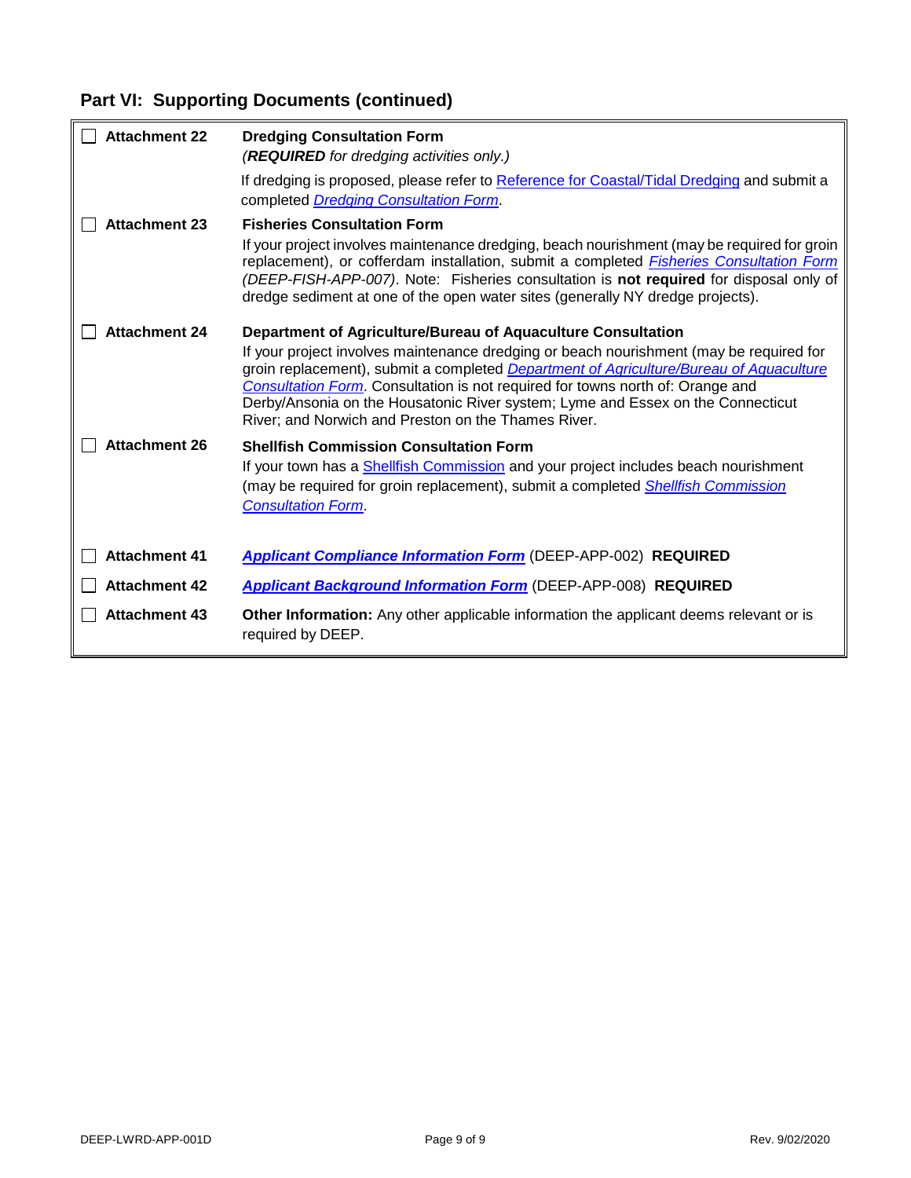## Part VI: Supporting Documents (continued)

| | |
|---|---|
| ☐ **Attachment 22** | **Dredging Consultation Form**<br>(***REQUIRED*** *for dredging activities only.)*<br>If dredging is proposed, please refer to Reference for Coastal/Tidal Dredging and submit a completed *Dredging Consultation Form*. |
| ☐ **Attachment 23** | **Fisheries Consultation Form**<br>If your project involves maintenance dredging, beach nourishment (may be required for groin replacement), or cofferdam installation, submit a completed *Fisheries Consultation Form (DEEP-FISH-APP-007)*. Note: Fisheries consultation is **not required** for disposal only of dredge sediment at one of the open water sites (generally NY dredge projects). |
| ☐ **Attachment 24** | **Department of Agriculture/Bureau of Aquaculture Consultation**<br>If your project involves maintenance dredging or beach nourishment (may be required for groin replacement), submit a completed *Department of Agriculture/Bureau of Aquaculture Consultation Form*. Consultation is not required for towns north of: Orange and Derby/Ansonia on the Housatonic River system; Lyme and Essex on the Connecticut River; and Norwich and Preston on the Thames River. |
| ☐ **Attachment 26** | **Shellfish Commission Consultation Form**<br>If your town has a Shellfish Commission and your project includes beach nourishment (may be required for groin replacement), submit a completed *Shellfish Commission Consultation Form*. |
| ☐ **Attachment 41** | ***Applicant Compliance Information Form*** (DEEP-APP-002) **REQUIRED** |
| ☐ **Attachment 42** | ***Applicant Background Information Form*** (DEEP-APP-008) **REQUIRED** |
| ☐ **Attachment 43** | **Other Information:** Any other applicable information the applicant deems relevant or is required by DEEP. |